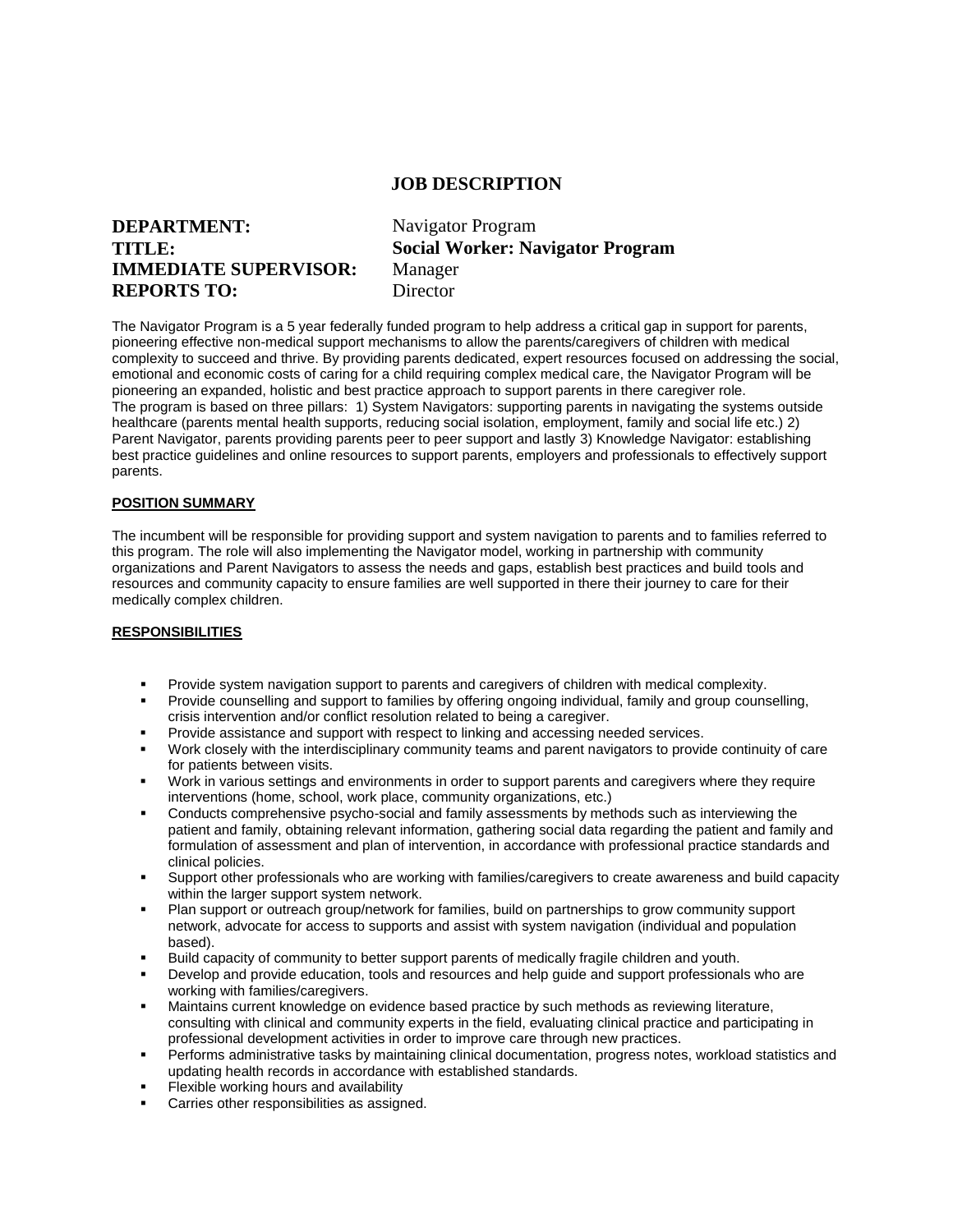# JOB DESCRIPTION

**DEPARTMENT:** Navigator Program
**TITLE:** **Social Worker: Navigator Program**
**IMMEDIATE SUPERVISOR:** Manager
**REPORTS TO:** Director

The Navigator Program is a 5 year federally funded program to help address a critical gap in support for parents, pioneering effective non-medical support mechanisms to allow the parents/caregivers of children with medical complexity to succeed and thrive. By providing parents dedicated, expert resources focused on addressing the social, emotional and economic costs of caring for a child requiring complex medical care, the Navigator Program will be pioneering an expanded, holistic and best practice approach to support parents in there caregiver role.
The program is based on three pillars: 1) System Navigators: supporting parents in navigating the systems outside healthcare (parents mental health supports, reducing social isolation, employment, family and social life etc.) 2) Parent Navigator, parents providing parents peer to peer support and lastly 3) Knowledge Navigator: establishing best practice guidelines and online resources to support parents, employers and professionals to effectively support parents.

## POSITION SUMMARY

The incumbent will be responsible for providing support and system navigation to parents and to families referred to this program. The role will also implementing the Navigator model, working in partnership with community organizations and Parent Navigators to assess the needs and gaps, establish best practices and build tools and resources and community capacity to ensure families are well supported in there their journey to care for their medically complex children.

## RESPONSIBILITIES

- Provide system navigation support to parents and caregivers of children with medical complexity.
- Provide counselling and support to families by offering ongoing individual, family and group counselling, crisis intervention and/or conflict resolution related to being a caregiver.
- Provide assistance and support with respect to linking and accessing needed services.
- Work closely with the interdisciplinary community teams and parent navigators to provide continuity of care for patients between visits.
- Work in various settings and environments in order to support parents and caregivers where they require interventions (home, school, work place, community organizations, etc.)
- Conducts comprehensive psycho-social and family assessments by methods such as interviewing the patient and family, obtaining relevant information, gathering social data regarding the patient and family and formulation of assessment and plan of intervention, in accordance with professional practice standards and clinical policies.
- Support other professionals who are working with families/caregivers to create awareness and build capacity within the larger support system network.
- Plan support or outreach group/network for families, build on partnerships to grow community support network, advocate for access to supports and assist with system navigation (individual and population based).
- Build capacity of community to better support parents of medically fragile children and youth.
- Develop and provide education, tools and resources and help guide and support professionals who are working with families/caregivers.
- Maintains current knowledge on evidence based practice by such methods as reviewing literature, consulting with clinical and community experts in the field, evaluating clinical practice and participating in professional development activities in order to improve care through new practices.
- Performs administrative tasks by maintaining clinical documentation, progress notes, workload statistics and updating health records in accordance with established standards.
- Flexible working hours and availability
- Carries other responsibilities as assigned.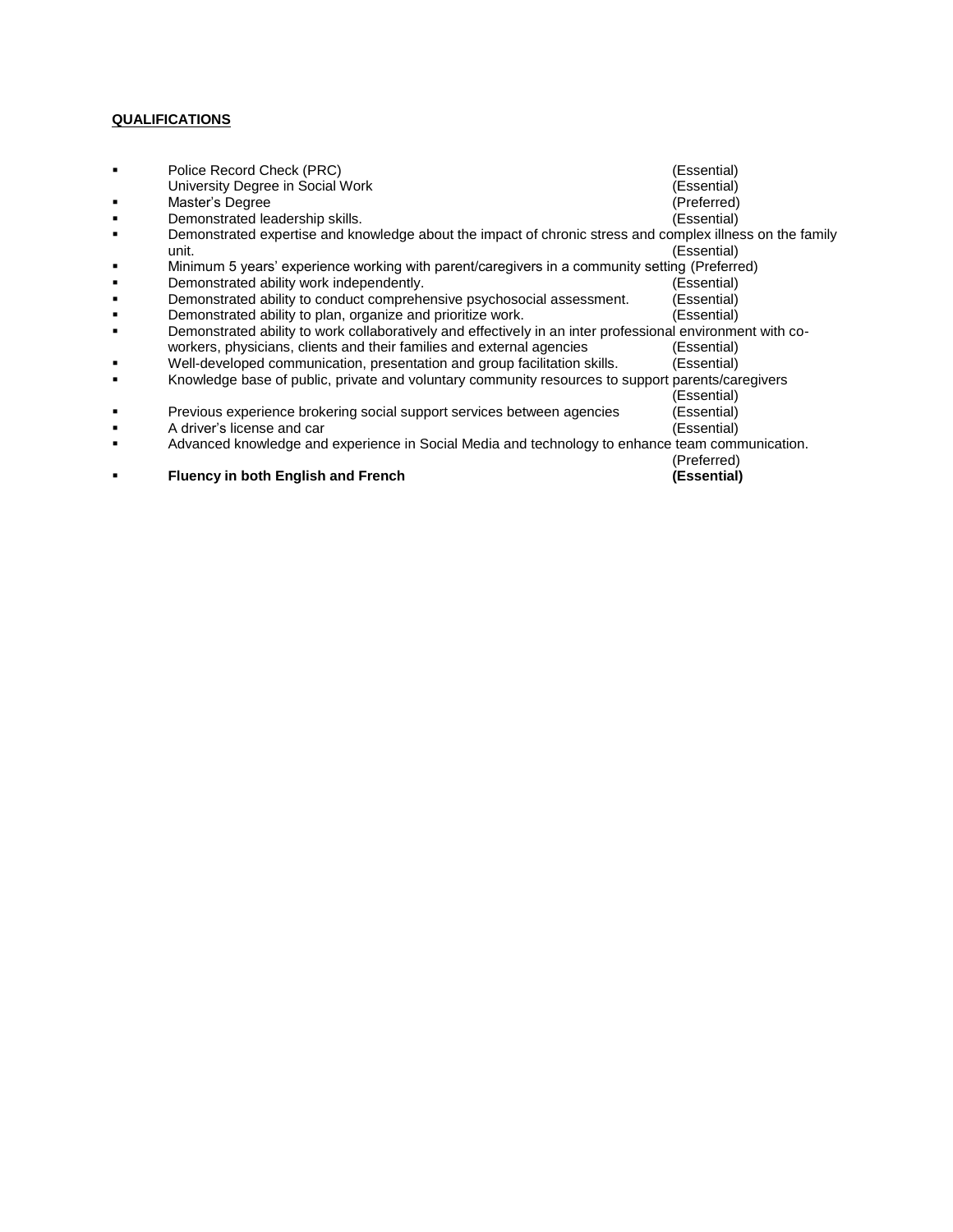**QUALIFICATIONS**

- Police Record Check (PRC) (Essential)
  University Degree in Social Work (Essential)
- Master's Degree (Preferred)
- Demonstrated leadership skills. (Essential)
- Demonstrated expertise and knowledge about the impact of chronic stress and complex illness on the family unit. (Essential)
- Minimum 5 years' experience working with parent/caregivers in a community setting (Preferred)
- Demonstrated ability work independently. (Essential)
- Demonstrated ability to conduct comprehensive psychosocial assessment. (Essential)
- Demonstrated ability to plan, organize and prioritize work. (Essential)
- Demonstrated ability to work collaboratively and effectively in an inter professional environment with co-workers, physicians, clients and their families and external agencies (Essential)
- Well-developed communication, presentation and group facilitation skills. (Essential)
- Knowledge base of public, private and voluntary community resources to support parents/caregivers (Essential)
- Previous experience brokering social support services between agencies (Essential)
- A driver's license and car (Essential)
- Advanced knowledge and experience in Social Media and technology to enhance team communication. (Preferred)
- **Fluency in both English and French** **(Essential)**